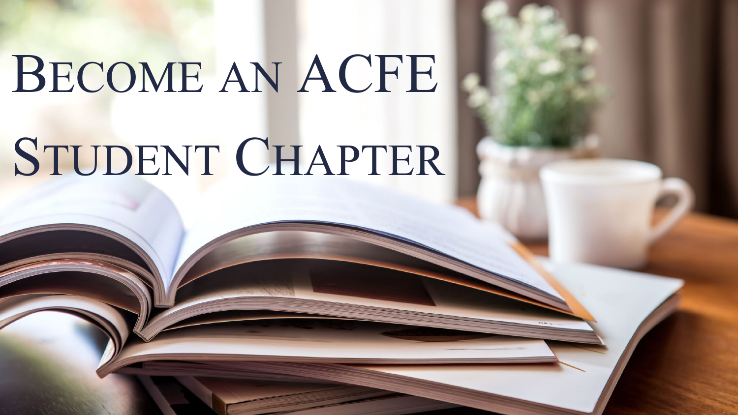# Become an ACFE Student Chapter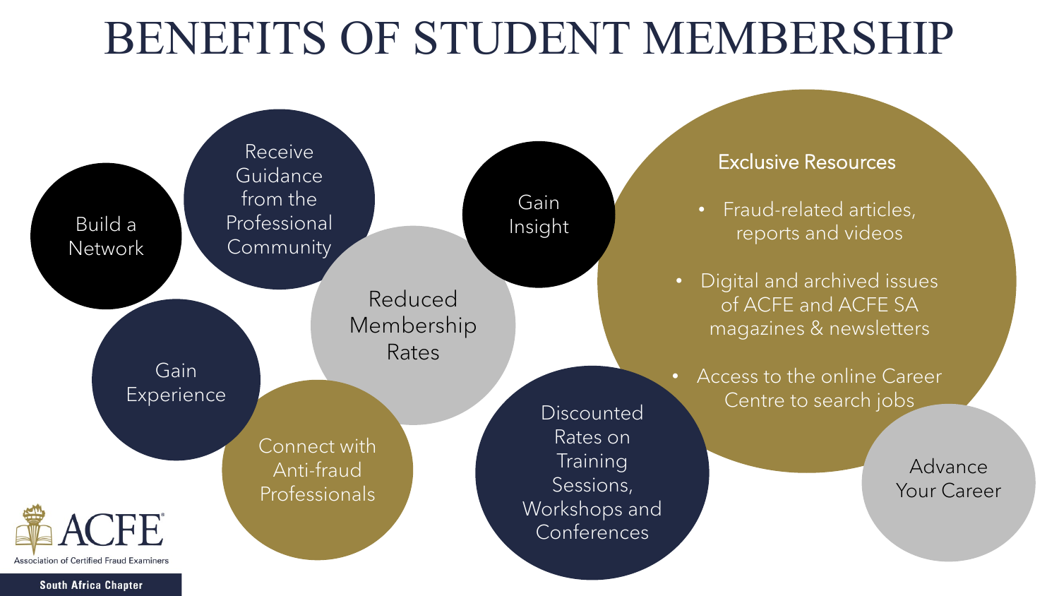# BENEFITS OF STUDENT MEMBERSHIP

- Build a Network
- Receive Guidance from the Professional Community
- Reduced Membership Rates
- Gain Insight
- Gain Experience
- Connect with Anti-fraud Professionals
- Discounted Rates on Training Sessions, Workshops and Conferences
- Advance Your Career

## Exclusive Resources

- Fraud-related articles, reports and videos
- Digital and archived issues of ACFE and ACFE SA magazines & newsletters
- Access to the online Career Centre to search jobs

ACFE
Association of Certified Fraud Examiners
South Africa Chapter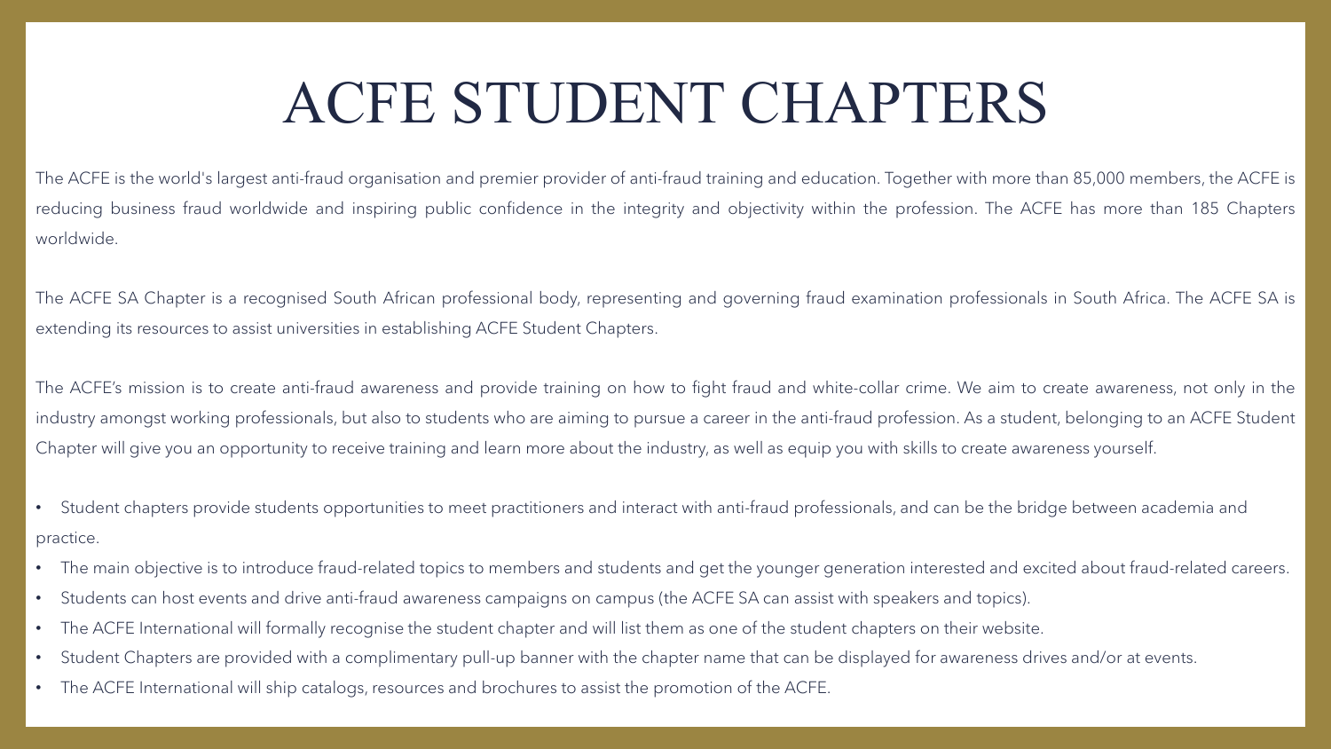# ACFE STUDENT CHAPTERS

The ACFE is the world's largest anti-fraud organisation and premier provider of anti-fraud training and education. Together with more than 85,000 members, the ACFE is reducing business fraud worldwide and inspiring public confidence in the integrity and objectivity within the profession. The ACFE has more than 185 Chapters worldwide.

The ACFE SA Chapter is a recognised South African professional body, representing and governing fraud examination professionals in South Africa. The ACFE SA is extending its resources to assist universities in establishing ACFE Student Chapters.

The ACFE's mission is to create anti-fraud awareness and provide training on how to fight fraud and white-collar crime. We aim to create awareness, not only in the industry amongst working professionals, but also to students who are aiming to pursue a career in the anti-fraud profession. As a student, belonging to an ACFE Student Chapter will give you an opportunity to receive training and learn more about the industry, as well as equip you with skills to create awareness yourself.

- Student chapters provide students opportunities to meet practitioners and interact with anti-fraud professionals, and can be the bridge between academia and practice.
- The main objective is to introduce fraud-related topics to members and students and get the younger generation interested and excited about fraud-related careers.
- Students can host events and drive anti-fraud awareness campaigns on campus (the ACFE SA can assist with speakers and topics).
- The ACFE International will formally recognise the student chapter and will list them as one of the student chapters on their website.
- Student Chapters are provided with a complimentary pull-up banner with the chapter name that can be displayed for awareness drives and/or at events.
- The ACFE International will ship catalogs, resources and brochures to assist the promotion of the ACFE.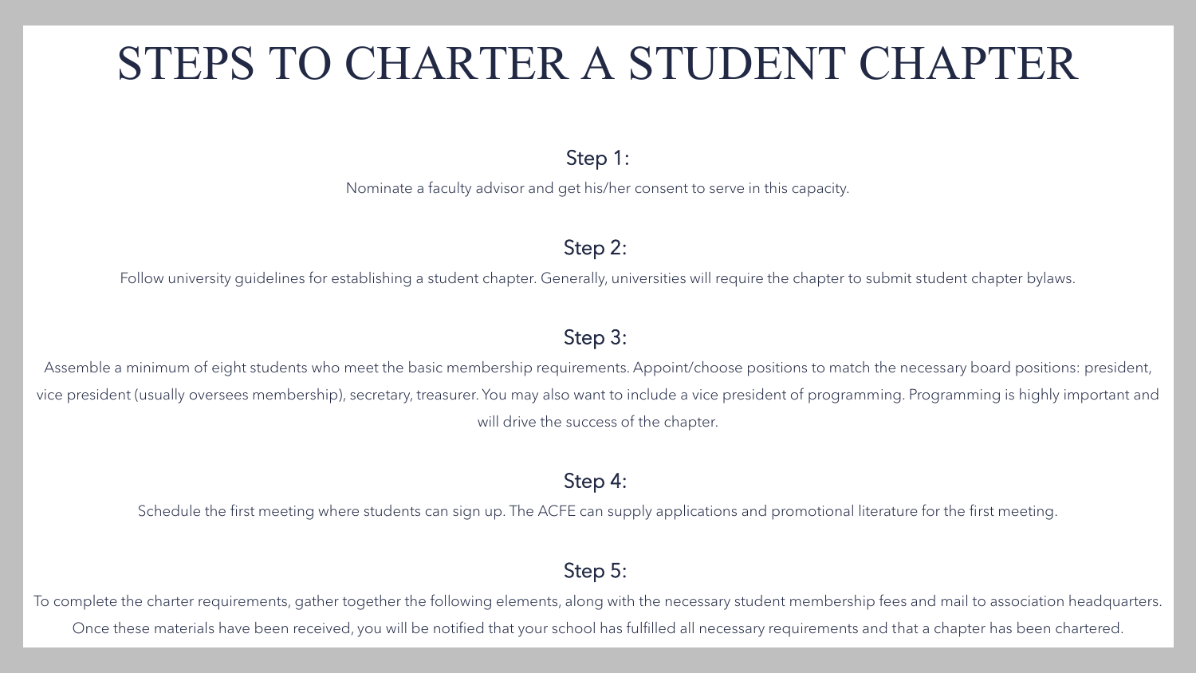# STEPS TO CHARTER A STUDENT CHAPTER

### Step 1:

Nominate a faculty advisor and get his/her consent to serve in this capacity.

### Step 2:

Follow university guidelines for establishing a student chapter. Generally, universities will require the chapter to submit student chapter bylaws.

### Step 3:

Assemble a minimum of eight students who meet the basic membership requirements. Appoint/choose positions to match the necessary board positions: president, vice president (usually oversees membership), secretary, treasurer. You may also want to include a vice president of programming. Programming is highly important and will drive the success of the chapter.

### Step 4:

Schedule the first meeting where students can sign up. The ACFE can supply applications and promotional literature for the first meeting.

### Step 5:

To complete the charter requirements, gather together the following elements, along with the necessary student membership fees and mail to association headquarters. Once these materials have been received, you will be notified that your school has fulfilled all necessary requirements and that a chapter has been chartered.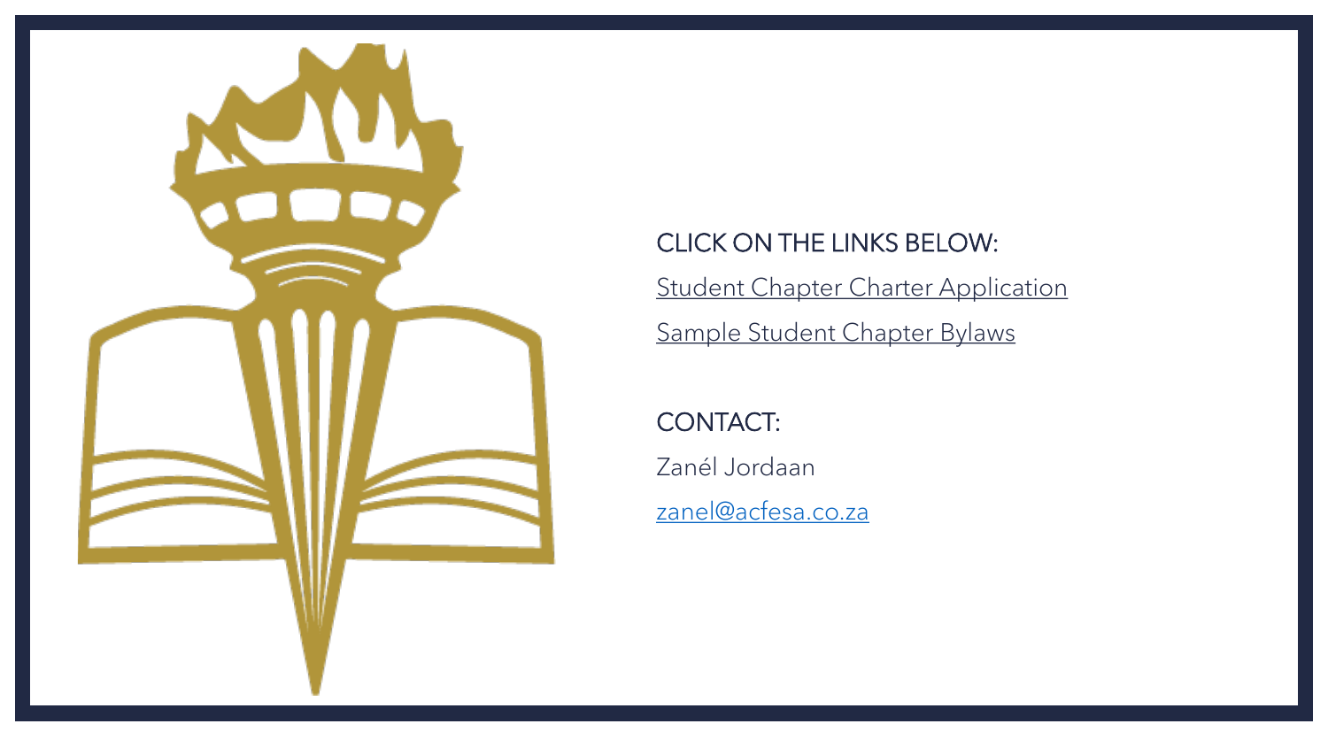CLICK ON THE LINKS BELOW:

Student Chapter Charter Application

Sample Student Chapter Bylaws

CONTACT:

Zanél Jordaan

zanel@acfesa.co.za